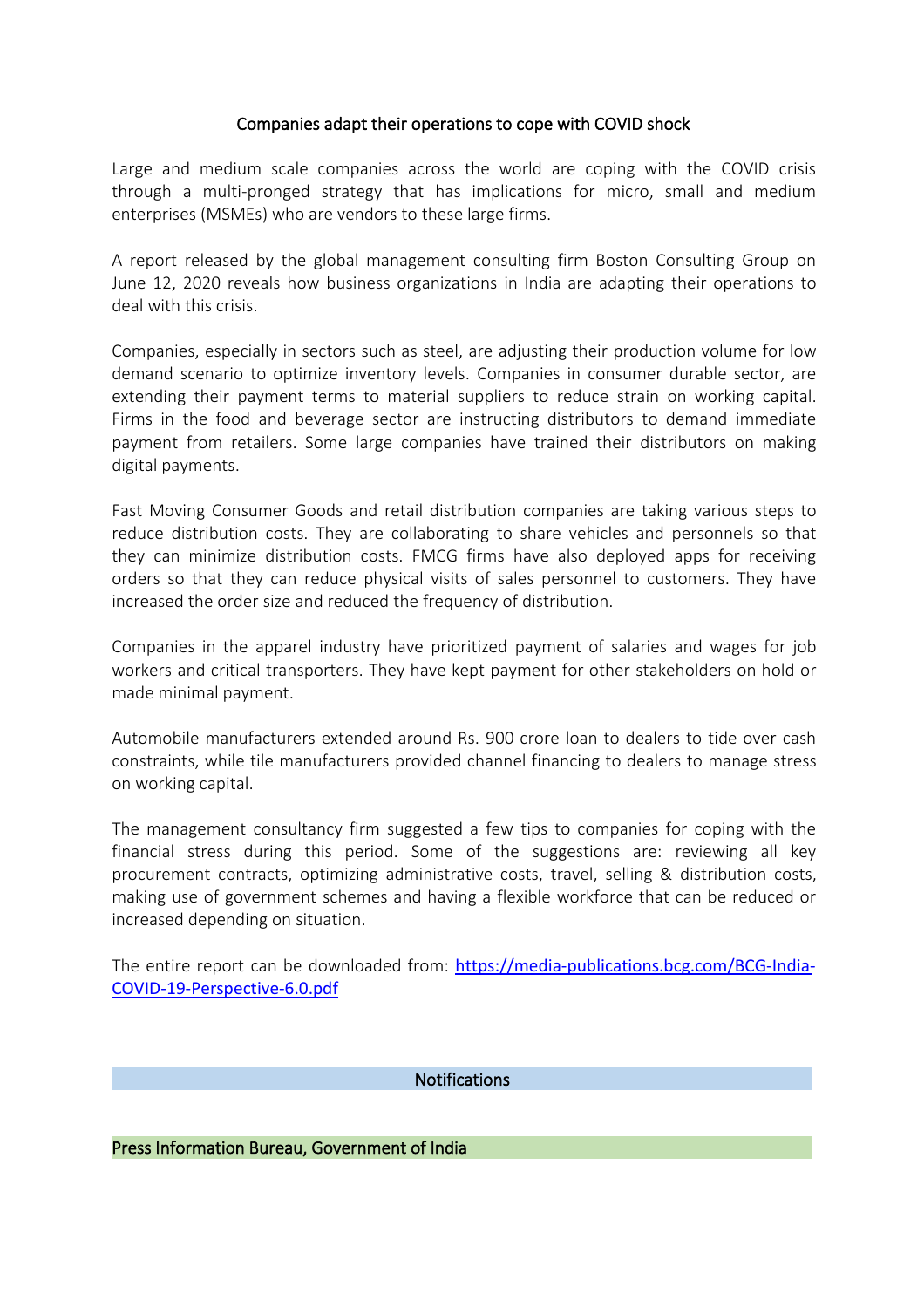## Companies adapt their operations to cope with COVID shock

Large and medium scale companies across the world are coping with the COVID crisis through a multi-pronged strategy that has implications for micro, small and medium enterprises (MSMEs) who are vendors to these large firms.

A report released by the global management consulting firm Boston Consulting Group on June 12, 2020 reveals how business organizations in India are adapting their operations to deal with this crisis.

Companies, especially in sectors such as steel, are adjusting their production volume for low demand scenario to optimize inventory levels. Companies in consumer durable sector, are extending their payment terms to material suppliers to reduce strain on working capital. Firms in the food and beverage sector are instructing distributors to demand immediate payment from retailers. Some large companies have trained their distributors on making digital payments.

Fast Moving Consumer Goods and retail distribution companies are taking various steps to reduce distribution costs. They are collaborating to share vehicles and personnels so that they can minimize distribution costs. FMCG firms have also deployed apps for receiving orders so that they can reduce physical visits of sales personnel to customers. They have increased the order size and reduced the frequency of distribution.

Companies in the apparel industry have prioritized payment of salaries and wages for job workers and critical transporters. They have kept payment for other stakeholders on hold or made minimal payment.

Automobile manufacturers extended around Rs. 900 crore loan to dealers to tide over cash constraints, while tile manufacturers provided channel financing to dealers to manage stress on working capital.

The management consultancy firm suggested a few tips to companies for coping with the financial stress during this period. Some of the suggestions are: reviewing all key procurement contracts, optimizing administrative costs, travel, selling & distribution costs, making use of government schemes and having a flexible workforce that can be reduced or increased depending on situation.

The entire report can be downloaded from: [https://media-publications.bcg.com/BCG-India-COVID-19-Perspective-6.0.pdf](https://media-publications.bcg.com/BCG-India-COVID-19-Perspective-6.0.pdf)

## Notifications

### Press Information Bureau, Government of India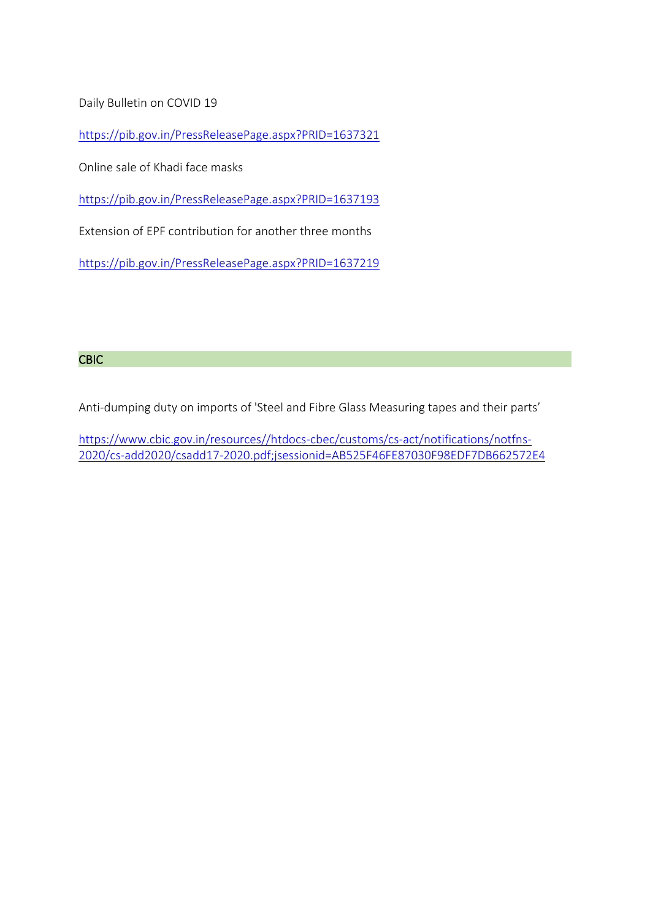Daily Bulletin on COVID 19

https://pib.gov.in/PressReleasePage.aspx?PRID=1637321

Online sale of Khadi face masks

https://pib.gov.in/PressReleasePage.aspx?PRID=1637193

Extension of EPF contribution for another three months

https://pib.gov.in/PressReleasePage.aspx?PRID=1637219

## CBIC

Anti-dumping duty on imports of 'Steel and Fibre Glass Measuring tapes and their parts'

https://www.cbic.gov.in/resources//htdocs-cbec/customs/cs-act/notifications/notfns-2020/cs-add2020/csadd17-2020.pdf;jsessionid=AB525F46FE87030F98EDF7DB662572E4